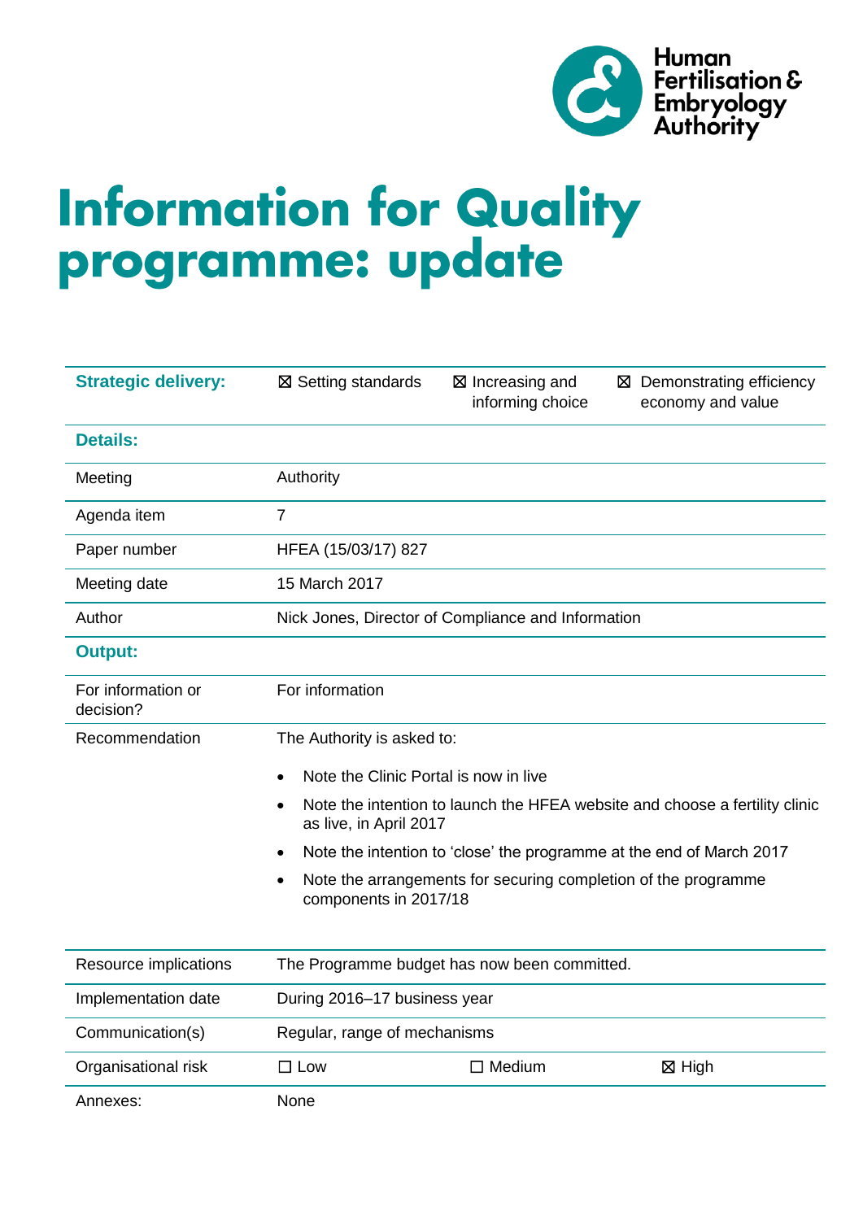Human Fertilisation & Embryology Authority

# Information for Quality programme: update

| Strategic delivery: | ☒ Setting standards | ☒ Increasing and informing choice | ☒ Demonstrating efficiency economy and value |
|---|---|---|---|
| **Details:** | | | |
| Meeting | Authority | | |
| Agenda item | 7 | | |
| Paper number | HFEA (15/03/17) 827 | | |
| Meeting date | 15 March 2017 | | |
| Author | Nick Jones, Director of Compliance and Information | | |
| **Output:** | | | |
| For information or decision? | For information | | |
| Recommendation | The Authority is asked to:<br>• Note the Clinic Portal is now in live<br>• Note the intention to launch the HFEA website and choose a fertility clinic as live, in April 2017<br>• Note the intention to 'close' the programme at the end of March 2017<br>• Note the arrangements for securing completion of the programme components in 2017/18 | | |
| Resource implications | The Programme budget has now been committed. | | |
| Implementation date | During 2016–17 business year | | |
| Communication(s) | Regular, range of mechanisms | | |
| Organisational risk | ☐ Low | ☐ Medium | ☒ High |
| Annexes: | None | | |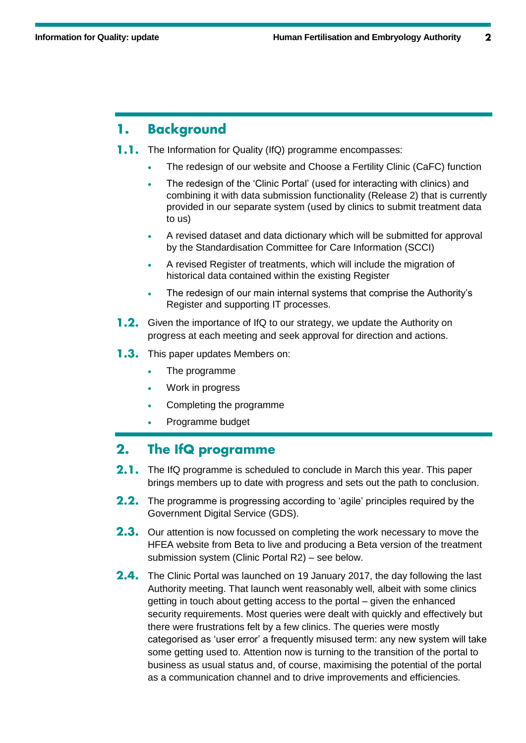## 1. Background

**1.1.** The Information for Quality (IfQ) programme encompasses:

- The redesign of our website and Choose a Fertility Clinic (CaFC) function
- The redesign of the 'Clinic Portal' (used for interacting with clinics) and combining it with data submission functionality (Release 2) that is currently provided in our separate system (used by clinics to submit treatment data to us)
- A revised dataset and data dictionary which will be submitted for approval by the Standardisation Committee for Care Information (SCCI)
- A revised Register of treatments, which will include the migration of historical data contained within the existing Register
- The redesign of our main internal systems that comprise the Authority's Register and supporting IT processes.

**1.2.** Given the importance of IfQ to our strategy, we update the Authority on progress at each meeting and seek approval for direction and actions.

**1.3.** This paper updates Members on:

- The programme
- Work in progress
- Completing the programme
- Programme budget

## 2. The IfQ programme

**2.1.** The IfQ programme is scheduled to conclude in March this year. This paper brings members up to date with progress and sets out the path to conclusion.

**2.2.** The programme is progressing according to 'agile' principles required by the Government Digital Service (GDS).

**2.3.** Our attention is now focussed on completing the work necessary to move the HFEA website from Beta to live and producing a Beta version of the treatment submission system (Clinic Portal R2) – see below.

**2.4.** The Clinic Portal was launched on 19 January 2017, the day following the last Authority meeting. That launch went reasonably well, albeit with some clinics getting in touch about getting access to the portal – given the enhanced security requirements. Most queries were dealt with quickly and effectively but there were frustrations felt by a few clinics. The queries were mostly categorised as 'user error' a frequently misused term: any new system will take some getting used to. Attention now is turning to the transition of the portal to business as usual status and, of course, maximising the potential of the portal as a communication channel and to drive improvements and efficiencies.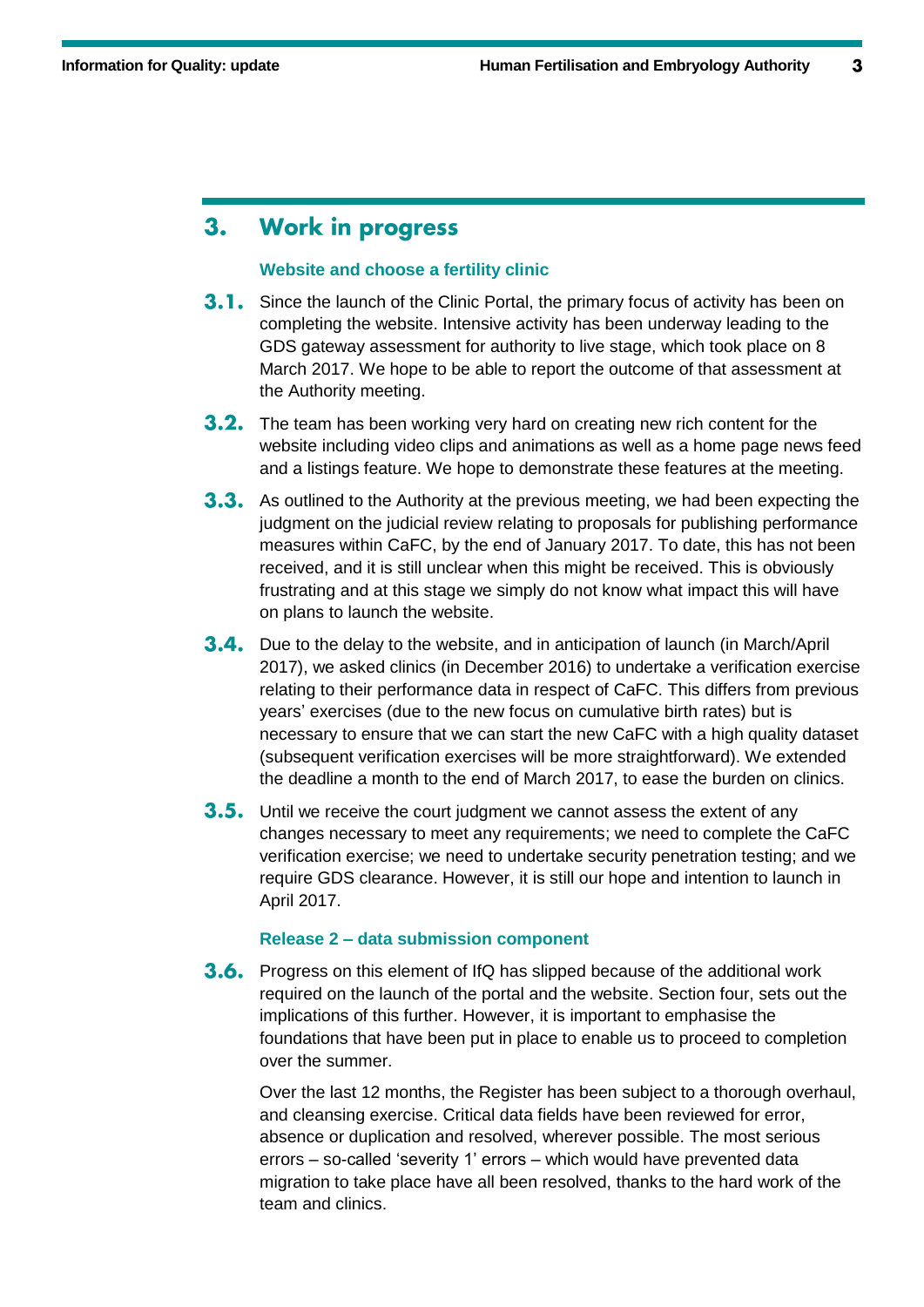## 3. Work in progress

### Website and choose a fertility clinic

**3.1.** Since the launch of the Clinic Portal, the primary focus of activity has been on completing the website. Intensive activity has been underway leading to the GDS gateway assessment for authority to live stage, which took place on 8 March 2017. We hope to be able to report the outcome of that assessment at the Authority meeting.

**3.2.** The team has been working very hard on creating new rich content for the website including video clips and animations as well as a home page news feed and a listings feature. We hope to demonstrate these features at the meeting.

**3.3.** As outlined to the Authority at the previous meeting, we had been expecting the judgment on the judicial review relating to proposals for publishing performance measures within CaFC, by the end of January 2017. To date, this has not been received, and it is still unclear when this might be received. This is obviously frustrating and at this stage we simply do not know what impact this will have on plans to launch the website.

**3.4.** Due to the delay to the website, and in anticipation of launch (in March/April 2017), we asked clinics (in December 2016) to undertake a verification exercise relating to their performance data in respect of CaFC. This differs from previous years' exercises (due to the new focus on cumulative birth rates) but is necessary to ensure that we can start the new CaFC with a high quality dataset (subsequent verification exercises will be more straightforward). We extended the deadline a month to the end of March 2017, to ease the burden on clinics.

**3.5.** Until we receive the court judgment we cannot assess the extent of any changes necessary to meet any requirements; we need to complete the CaFC verification exercise; we need to undertake security penetration testing; and we require GDS clearance. However, it is still our hope and intention to launch in April 2017.

### Release 2 – data submission component

**3.6.** Progress on this element of IfQ has slipped because of the additional work required on the launch of the portal and the website. Section four, sets out the implications of this further. However, it is important to emphasise the foundations that have been put in place to enable us to proceed to completion over the summer.

Over the last 12 months, the Register has been subject to a thorough overhaul, and cleansing exercise. Critical data fields have been reviewed for error, absence or duplication and resolved, wherever possible. The most serious errors – so-called 'severity 1' errors – which would have prevented data migration to take place have all been resolved, thanks to the hard work of the team and clinics.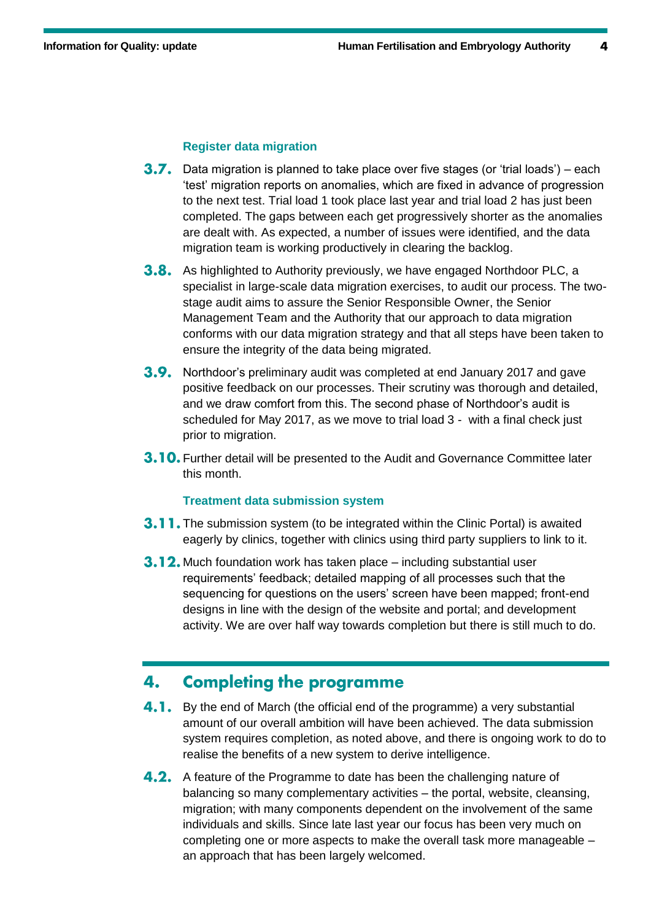### Register data migration

**3.7.** Data migration is planned to take place over five stages (or 'trial loads') – each 'test' migration reports on anomalies, which are fixed in advance of progression to the next test. Trial load 1 took place last year and trial load 2 has just been completed. The gaps between each get progressively shorter as the anomalies are dealt with. As expected, a number of issues were identified, and the data migration team is working productively in clearing the backlog.

**3.8.** As highlighted to Authority previously, we have engaged Northdoor PLC, a specialist in large-scale data migration exercises, to audit our process. The two-stage audit aims to assure the Senior Responsible Owner, the Senior Management Team and the Authority that our approach to data migration conforms with our data migration strategy and that all steps have been taken to ensure the integrity of the data being migrated.

**3.9.** Northdoor's preliminary audit was completed at end January 2017 and gave positive feedback on our processes. Their scrutiny was thorough and detailed, and we draw comfort from this. The second phase of Northdoor's audit is scheduled for May 2017, as we move to trial load 3 - with a final check just prior to migration.

**3.10.** Further detail will be presented to the Audit and Governance Committee later this month.

### Treatment data submission system

**3.11.** The submission system (to be integrated within the Clinic Portal) is awaited eagerly by clinics, together with clinics using third party suppliers to link to it.

**3.12.** Much foundation work has taken place – including substantial user requirements' feedback; detailed mapping of all processes such that the sequencing for questions on the users' screen have been mapped; front-end designs in line with the design of the website and portal; and development activity. We are over half way towards completion but there is still much to do.

## 4. Completing the programme

**4.1.** By the end of March (the official end of the programme) a very substantial amount of our overall ambition will have been achieved. The data submission system requires completion, as noted above, and there is ongoing work to do to realise the benefits of a new system to derive intelligence.

**4.2.** A feature of the Programme to date has been the challenging nature of balancing so many complementary activities – the portal, website, cleansing, migration; with many components dependent on the involvement of the same individuals and skills. Since late last year our focus has been very much on completing one or more aspects to make the overall task more manageable – an approach that has been largely welcomed.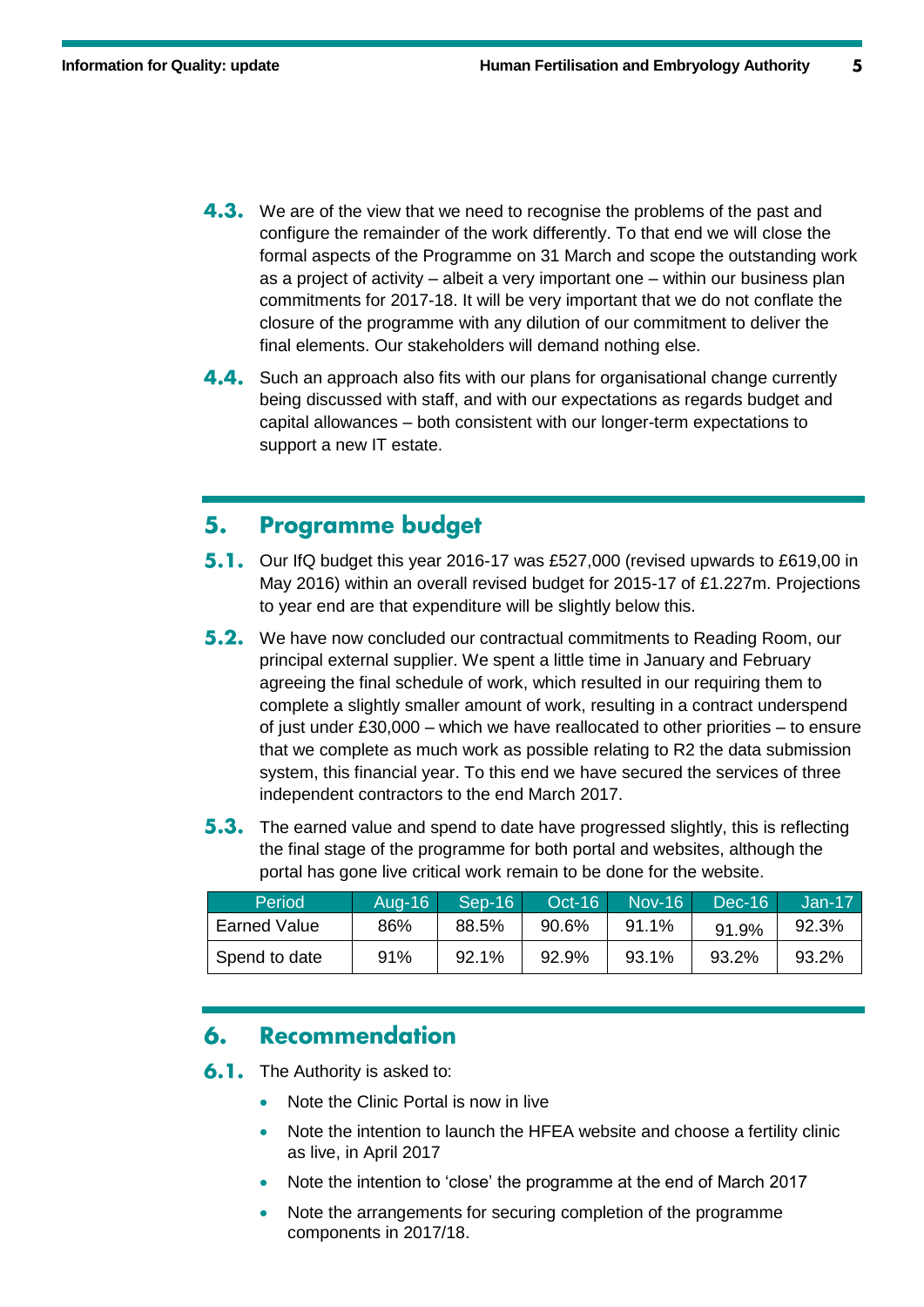**4.3.** We are of the view that we need to recognise the problems of the past and configure the remainder of the work differently. To that end we will close the formal aspects of the Programme on 31 March and scope the outstanding work as a project of activity – albeit a very important one – within our business plan commitments for 2017-18. It will be very important that we do not conflate the closure of the programme with any dilution of our commitment to deliver the final elements. Our stakeholders will demand nothing else.

**4.4.** Such an approach also fits with our plans for organisational change currently being discussed with staff, and with our expectations as regards budget and capital allowances – both consistent with our longer-term expectations to support a new IT estate.

## 5. Programme budget

**5.1.** Our IfQ budget this year 2016-17 was £527,000 (revised upwards to £619,00 in May 2016) within an overall revised budget for 2015-17 of £1.227m. Projections to year end are that expenditure will be slightly below this.

**5.2.** We have now concluded our contractual commitments to Reading Room, our principal external supplier. We spent a little time in January and February agreeing the final schedule of work, which resulted in our requiring them to complete a slightly smaller amount of work, resulting in a contract underspend of just under £30,000 – which we have reallocated to other priorities – to ensure that we complete as much work as possible relating to R2 the data submission system, this financial year. To this end we have secured the services of three independent contractors to the end March 2017.

**5.3.** The earned value and spend to date have progressed slightly, this is reflecting the final stage of the programme for both portal and websites, although the portal has gone live critical work remain to be done for the website.

| Period | Aug-16 | Sep-16 | Oct-16 | Nov-16 | Dec-16 | Jan-17 |
|---|---|---|---|---|---|---|
| Earned Value | 86% | 88.5% | 90.6% | 91.1% | 91.9% | 92.3% |
| Spend to date | 91% | 92.1% | 92.9% | 93.1% | 93.2% | 93.2% |

## 6. Recommendation

**6.1.** The Authority is asked to:

- Note the Clinic Portal is now in live
- Note the intention to launch the HFEA website and choose a fertility clinic as live, in April 2017
- Note the intention to 'close' the programme at the end of March 2017
- Note the arrangements for securing completion of the programme components in 2017/18.